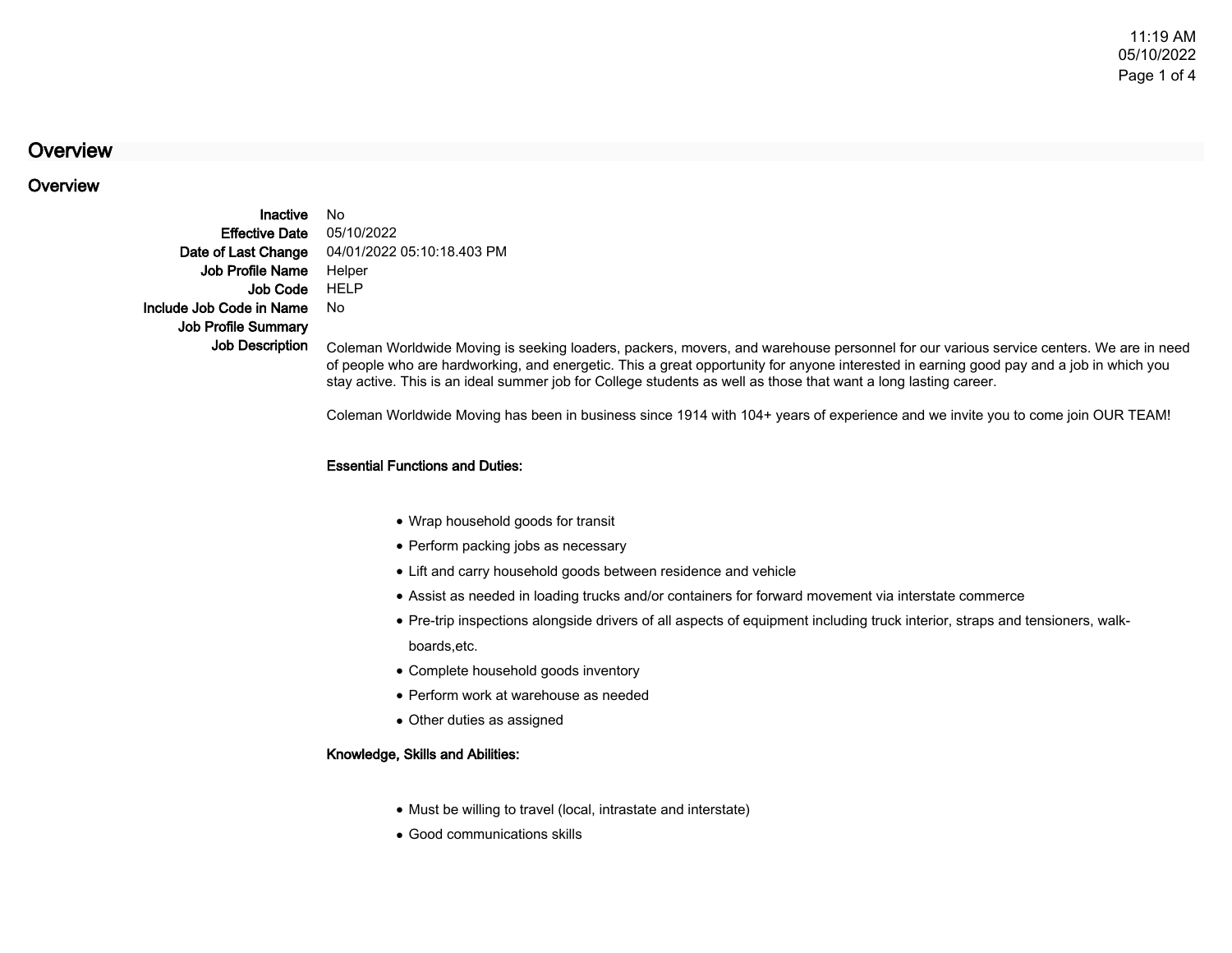# Overview

## Overview

**Inactive** No

**Effective Date** 05/10/2022

**Date of Last Change** 04/01/2022 05:10:18.403 PM

**Job Profile Name** Helper

**Job Code** HELP

**Include Job Code in Name** No

**Job Profile Summary**

**Job Description**

Coleman Worldwide Moving is seeking loaders, packers, movers, and warehouse personnel for our various service centers. We are in need of people who are hardworking, and energetic. This a great opportunity for anyone interested in earning good pay and a job in which you stay active. This is an ideal summer job for College students as well as those that want a long lasting career.

Coleman Worldwide Moving has been in business since 1914 with 104+ years of experience and we invite you to come join OUR TEAM!

**Essential Functions and Duties:**

- Wrap household goods for transit
- Perform packing jobs as necessary
- Lift and carry household goods between residence and vehicle
- Assist as needed in loading trucks and/or containers for forward movement via interstate commerce
- Pre-trip inspections alongside drivers of all aspects of equipment including truck interior, straps and tensioners, walk-boards,etc.
- Complete household goods inventory
- Perform work at warehouse as needed
- Other duties as assigned

**Knowledge, Skills and Abilities:**

- Must be willing to travel (local, intrastate and interstate)
- Good communications skills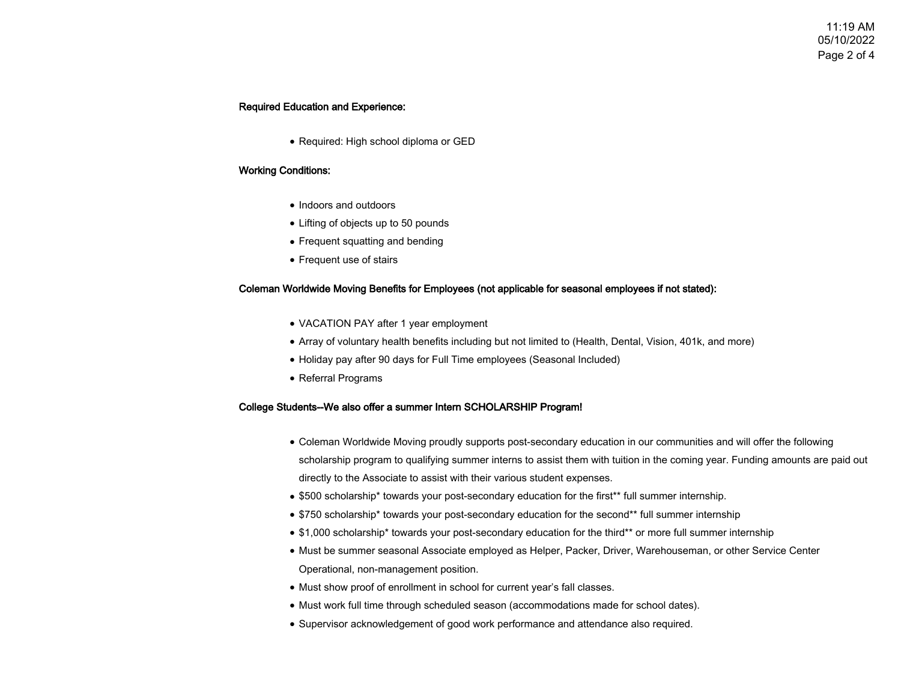**Required Education and Experience:**

- Required: High school diploma or GED

**Working Conditions:**

- Indoors and outdoors
- Lifting of objects up to 50 pounds
- Frequent squatting and bending
- Frequent use of stairs

**Coleman Worldwide Moving Benefits for Employees (not applicable for seasonal employees if not stated):**

- VACATION PAY after 1 year employment
- Array of voluntary health benefits including but not limited to (Health, Dental, Vision, 401k, and more)
- Holiday pay after 90 days for Full Time employees (Seasonal Included)
- Referral Programs

**College Students--We also offer a summer Intern SCHOLARSHIP Program!**

- Coleman Worldwide Moving proudly supports post-secondary education in our communities and will offer the following scholarship program to qualifying summer interns to assist them with tuition in the coming year. Funding amounts are paid out directly to the Associate to assist with their various student expenses.
- $500 scholarship* towards your post-secondary education for the first** full summer internship.
- $750 scholarship* towards your post-secondary education for the second** full summer internship
- $1,000 scholarship* towards your post-secondary education for the third** or more full summer internship
- Must be summer seasonal Associate employed as Helper, Packer, Driver, Warehouseman, or other Service Center Operational, non-management position.
- Must show proof of enrollment in school for current year's fall classes.
- Must work full time through scheduled season (accommodations made for school dates).
- Supervisor acknowledgement of good work performance and attendance also required.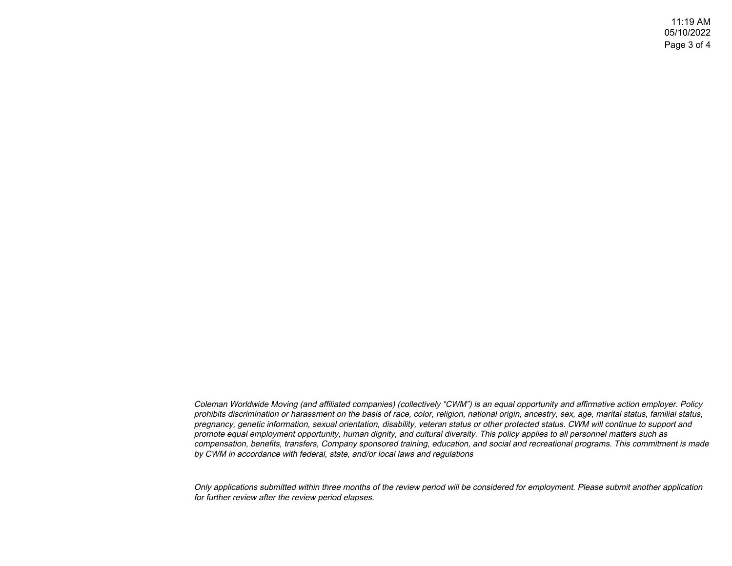*Coleman Worldwide Moving (and affiliated companies) (collectively "CWM") is an equal opportunity and affirmative action employer. Policy prohibits discrimination or harassment on the basis of race, color, religion, national origin, ancestry, sex, age, marital status, familial status, pregnancy, genetic information, sexual orientation, disability, veteran status or other protected status. CWM will continue to support and promote equal employment opportunity, human dignity, and cultural diversity. This policy applies to all personnel matters such as compensation, benefits, transfers, Company sponsored training, education, and social and recreational programs. This commitment is made by CWM in accordance with federal, state, and/or local laws and regulations*

*Only applications submitted within three months of the review period will be considered for employment. Please submit another application for further review after the review period elapses.*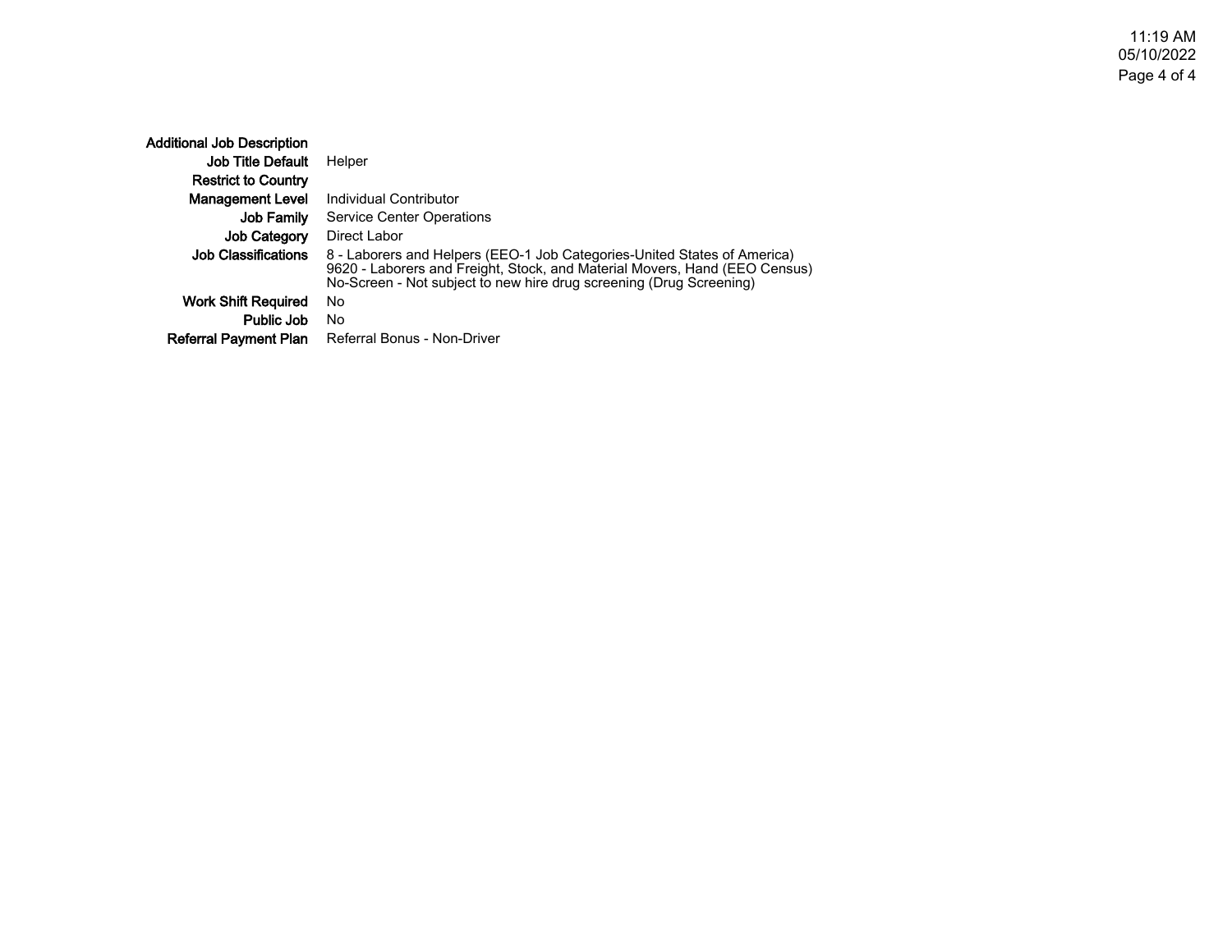| | |
|---|---|
| **Additional Job Description** | |
| **Job Title Default** | Helper |
| **Restrict to Country** | |
| **Management Level** | Individual Contributor |
| **Job Family** | Service Center Operations |
| **Job Category** | Direct Labor |
| **Job Classifications** | 8 - Laborers and Helpers (EEO-1 Job Categories-United States of America)<br>9620 - Laborers and Freight, Stock, and Material Movers, Hand (EEO Census)<br>No-Screen - Not subject to new hire drug screening (Drug Screening) |
| **Work Shift Required** | No |
| **Public Job** | No |
| **Referral Payment Plan** | Referral Bonus - Non-Driver |